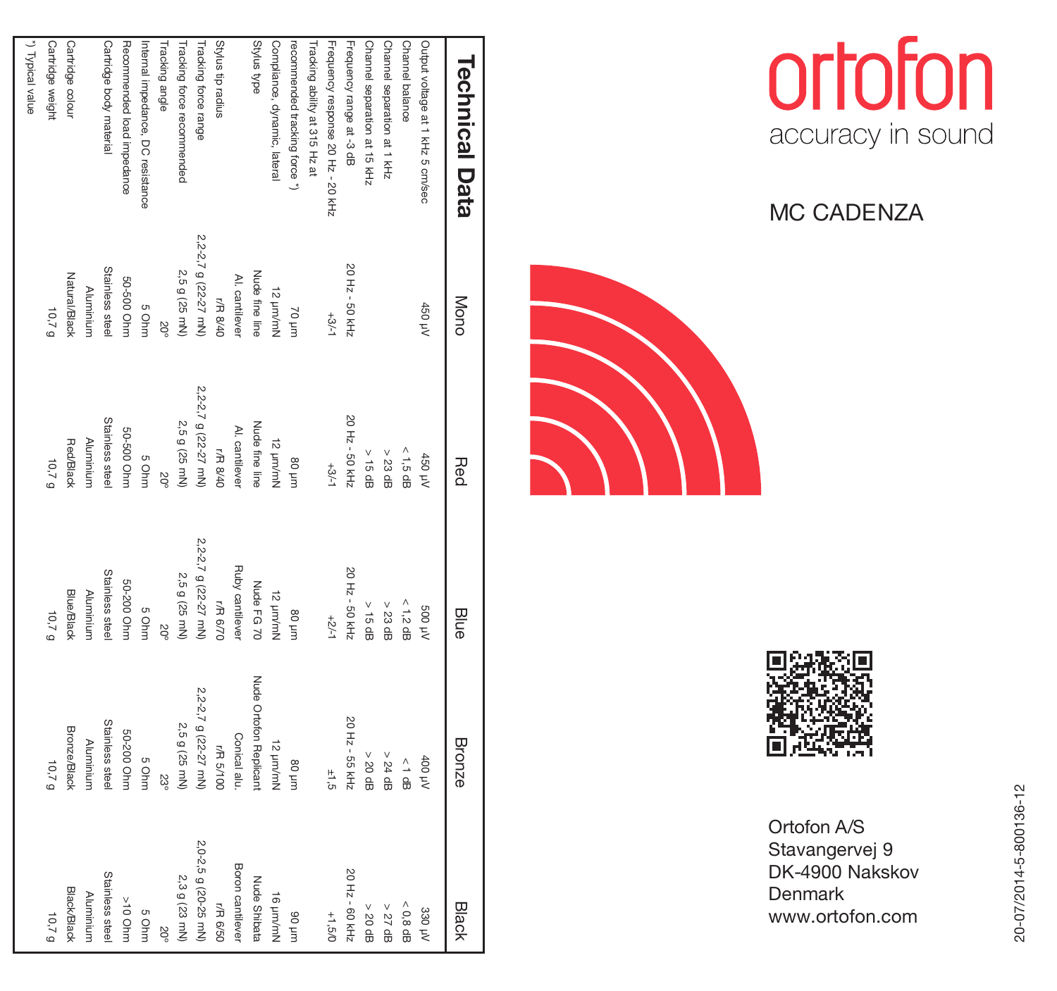# ortofon

accuracy in sound

## MC CADENZA

## Technical Data

| | Mono | Red | Blue | Bronze | Black |
|---|---|---|---|---|---|
| Output voltage at 1 kHz 5 cm/sec | 450 µV | 450 µV | 500 µV | 400 µV | 330 µV |
| Channel balance | | < 1,5 dB | < 1,2 dB | < 1 dB | < 0,8 dB |
| Channel separation at 1 kHz | | > 23 dB | > 23 dB | > 24 dB | > 27 dB |
| Channel separation at 15 kHz | | > 15 dB | > 15 dB | > 20 dB | > 20 dB |
| Frequency range at -3 dB | 20 Hz - 50 kHz | 20 Hz - 50 kHz | 20 Hz - 50 kHz | 20 Hz - 55 kHz | 20 Hz - 60 kHz |
| Frequency response 20 Hz - 20 kHz | +3/-1 | +3/-1 | +2/-1 | ±1,5 | +1,5/0 |
| Tracking ability at 315 Hz at recommended tracking force *) | 70 µm | 80 µm | 80 µm | 80 µm | 90 µm |
| Compliance, dynamic, lateral | 12 µm/mN | 12 µm/mN | 12 µm/mN | 12 µm/mN | 16 µm/mN |
| Stylus type | Nude fine line | Nude fine line | Nude FG 70 | Nude Ortofon Replicant | Nude Shibata |
| | Al. cantilever | Al. cantilever | Ruby cantilever | Conical alu. | Boron cantilever |
| Stylus tip radius | r/R 8/40 | r/R 8/40 | r/R 6/70 | r/R 5/100 | r/R 6/50 |
| Tracking force range | 2,2-2,7 g (22-27 mN) | 2,2-2,7 g (22-27 mN) | 2,2-2,7 g (22-27 mN) | 2,2-2,7 g (22-27 mN) | 2,0-2,5 g (20-25 mN) |
| Tracking force recommended | 2,5 g (25 mN) | 2,5 g (25 mN) | 2,5 g (25 mN) | 2,5 g (25 mN) | 2,3 g (23 mN) |
| Tracking angle | 20° | 20° | 20° | 23° | 20° |
| Internal impedance, DC resistance | 5 Ohm | 5 Ohm | 5 Ohm | 5 Ohm | 5 Ohm |
| Recommended load impedance | 50-500 Ohm | 50-500 Ohm | 50-200 Ohm | 50-200 Ohm | >10 Ohm |
| Cartridge body material | Stainless steel | Stainless steel | Stainless steel | Stainless steel | Stainless steel |
| | Aluminium | Aluminium | Aluminium | Aluminium | Aluminium |
| Cartridge colour | Natural/Black | Red/Black | Blue/Black | Bronze/Black | Black/Black |
| Cartridge weight | 10,7 g | 10,7 g | 10,7 g | 10,7 g | 10,7 g |

*) Typical value

Ortofon A/S
Stavangervej 9
DK-4900 Nakskov
Denmark
www.ortofon.com

20-07/2014-5-800136-12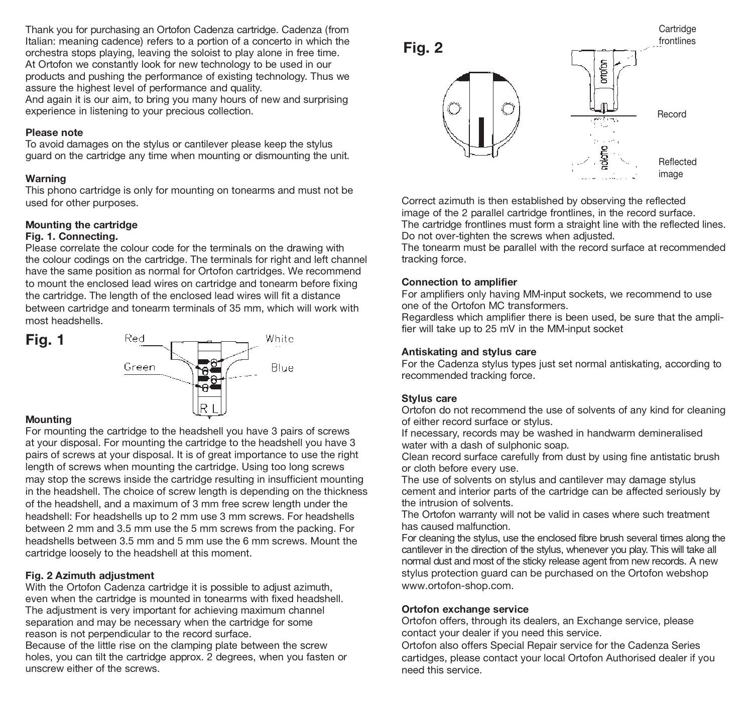Thank you for purchasing an Ortofon Cadenza cartridge. Cadenza (from Italian: meaning cadence) refers to a portion of a concerto in which the orchestra stops playing, leaving the soloist to play alone in free time. At Ortofon we constantly look for new technology to be used in our products and pushing the performance of existing technology. Thus we assure the highest level of performance and quality.
And again it is our aim, to bring you many hours of new and surprising experience in listening to your precious collection.

**Please note**
To avoid damages on the stylus or cantilever please keep the stylus guard on the cartridge any time when mounting or dismounting the unit.

**Warning**
This phono cartridge is only for mounting on tonearms and must not be used for other purposes.

**Mounting the cartridge**

**Fig. 1. Connecting.**
Please correlate the colour code for the terminals on the drawing with the colour codings on the cartridge. The terminals for right and left channel have the same position as normal for Ortofon cartridges. We recommend to mount the enclosed lead wires on cartridge and tonearm before fixing the cartridge. The length of the enclosed lead wires will fit a distance between cartridge and tonearm terminals of 35 mm, which will work with most headshells.

**Fig. 1**

Red
White
Green
Blue
R L

**Mounting**
For mounting the cartridge to the headshell you have 3 pairs of screws at your disposal. For mounting the cartridge to the headshell you have 3 pairs of screws at your disposal. It is of great importance to use the right length of screws when mounting the cartridge. Using too long screws may stop the screws inside the cartridge resulting in insufficient mounting in the headshell. The choice of screw length is depending on the thickness of the headshell, and a maximum of 3 mm free screw length under the headshell: For headshells up to 2 mm use 3 mm screws. For headshells between 2 mm and 3.5 mm use the 5 mm screws from the packing. For headshells between 3.5 mm and 5 mm use the 6 mm screws. Mount the cartridge loosely to the headshell at this moment.

**Fig. 2 Azimuth adjustment**
With the Ortofon Cadenza cartridge it is possible to adjust azimuth, even when the cartridge is mounted in tonearms with fixed headshell. The adjustment is very important for achieving maximum channel separation and may be necessary when the cartridge for some reason is not perpendicular to the record surface.
Because of the little rise on the clamping plate between the screw holes, you can tilt the cartridge approx. 2 degrees, when you fasten or unscrew either of the screws.

**Fig. 2**

Cartridge frontlines
Record
Reflected image

Correct azimuth is then established by observing the reflected image of the 2 parallel cartridge frontlines, in the record surface.
The cartridge frontlines must form a straight line with the reflected lines.
Do not over-tighten the screws when adjusted.
The tonearm must be parallel with the record surface at recommended tracking force.

**Connection to amplifier**
For amplifiers only having MM-input sockets, we recommend to use one of the Ortofon MC transformers.
Regardless which amplifier there is been used, be sure that the amplifier will take up to 25 mV in the MM-input socket

**Antiskating and stylus care**
For the Cadenza stylus types just set normal antiskating, according to recommended tracking force.

**Stylus care**
Ortofon do not recommend the use of solvents of any kind for cleaning of either record surface or stylus.
If necessary, records may be washed in handwarm demineralised water with a dash of sulphonic soap.
Clean record surface carefully from dust by using fine antistatic brush or cloth before every use.
The use of solvents on stylus and cantilever may damage stylus cement and interior parts of the cartridge can be affected seriously by the intrusion of solvents.
The Ortofon warranty will not be valid in cases where such treatment has caused malfunction.
For cleaning the stylus, use the enclosed fibre brush several times along the cantilever in the direction of the stylus, whenever you play. This will take all normal dust and most of the sticky release agent from new records. A new stylus protection guard can be purchased on the Ortofon webshop www.ortofon-shop.com.

**Ortofon exchange service**
Ortofon offers, through its dealers, an Exchange service, please contact your dealer if you need this service.
Ortofon also offers Special Repair service for the Cadenza Series cartridges, please contact your local Ortofon Authorised dealer if you need this service.